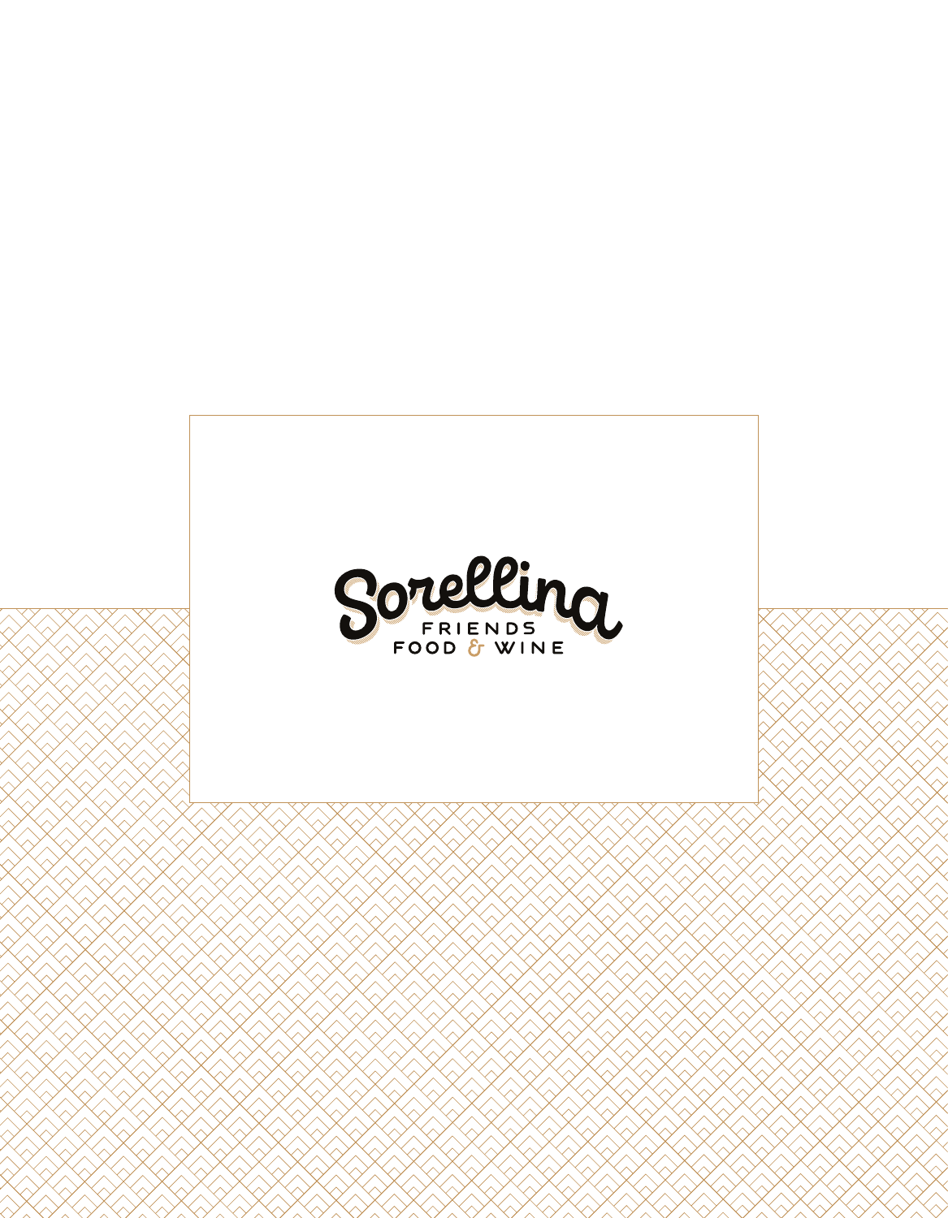# Sorellina

FRIENDS
FOOD & WINE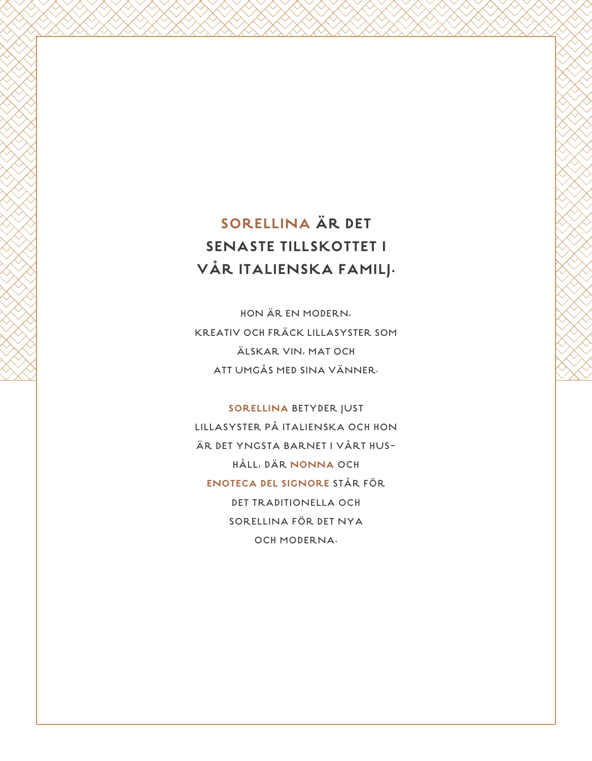## **SORELLINA** ÄR DET SENASTE TILLSKOTTET I VÅR ITALIENSKA FAMILJ.

HON ÄR EN MODERN,
KREATIV OCH FRÄCK LILLASYSTER SOM
ÄLSKAR VIN, MAT OCH
ATT UMGÅS MED SINA VÄNNER.

**SORELLINA** BETYDER JUST
LILLASYSTER PÅ ITALIENSKA OCH HON
ÄR DET YNGSTA BARNET I VÅRT HUS-
HÅLL, DÄR **NONNA** OCH
**ENOTECA DEL SIGNORE** STÅR FÖR
DET TRADITIONELLA OCH
SORELLINA FÖR DET NYA
OCH MODERNA.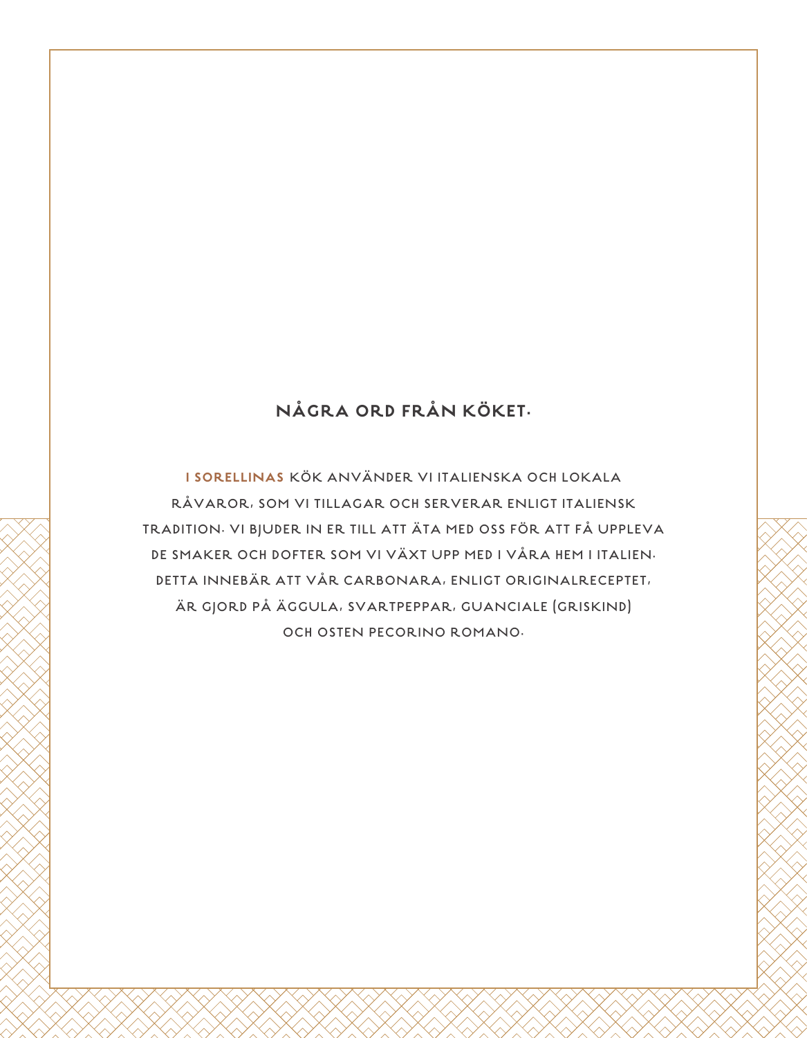## NÅGRA ORD FRÅN KÖKET.

**I SORELLINAS** KÖK ANVÄNDER VI ITALIENSKA OCH LOKALA RÅVAROR, SOM VI TILLAGAR OCH SERVERAR ENLIGT ITALIENSK TRADITION. VI BJUDER IN ER TILL ATT ÄTA MED OSS FÖR ATT FÅ UPPLEVA DE SMAKER OCH DOFTER SOM VI VÄXT UPP MED I VÅRA HEM I ITALIEN. DETTA INNEBÄR ATT VÅR CARBONARA, ENLIGT ORIGINALRECEPTET, ÄR GJORD PÅ ÄGGULA, SVARTPEPPAR, GUANCIALE (GRISKIND) OCH OSTEN PECORINO ROMANO.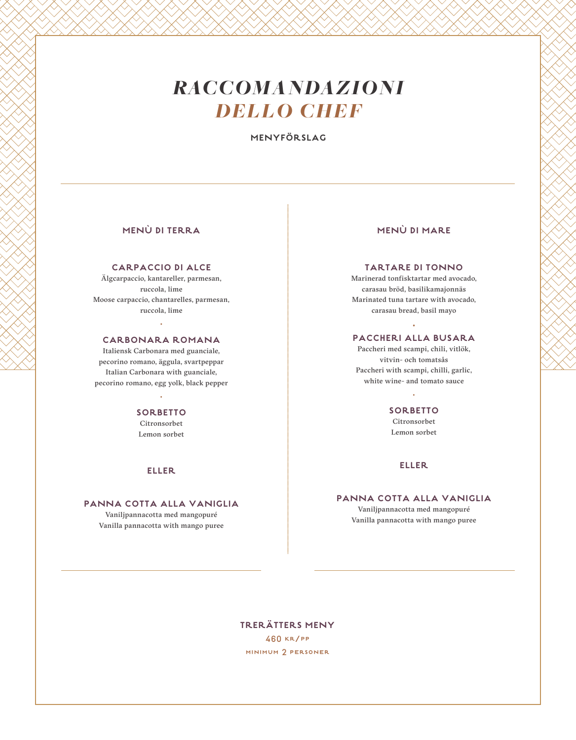# *RACCOMANDAZIONI DELLO CHEF*

**MENYFÖRSLAG**

## MENÙ DI TERRA

### CARPACCIO DI ALCE

Älgcarpaccio, kantareller, parmesan, ruccola, lime
Moose carpaccio, chantarelles, parmesan, ruccola, lime

·

### CARBONARA ROMANA

Italiensk Carbonara med guanciale, pecorino romano, äggula, svartpeppar
Italian Carbonara with guanciale, pecorino romano, egg yolk, black pepper

·

### SORBETTO

Citronsorbet
Lemon sorbet

**ELLER**

### PANNA COTTA ALLA VANIGLIA

Vaniljpannacotta med mangopuré
Vanilla pannacotta with mango puree

## MENÙ DI MARE

### TARTARE DI TONNO

Marinerad tonfisktartar med avocado, carasau bröd, basilikamajonnäs
Marinated tuna tartare with avocado, carasau bread, basil mayo

·

### PACCHERI ALLA BUSARA

Paccheri med scampi, chili, vitlök, vitvin- och tomatsås
Paccheri with scampi, chilli, garlic, white wine- and tomato sauce

·

### SORBETTO

Citronsorbet
Lemon sorbet

**ELLER**

### PANNA COTTA ALLA VANIGLIA

Vaniljpannacotta med mangopuré
Vanilla pannacotta with mango puree

---

**TRERÄTTERS MENY**

460 KR/PP

MINIMUM 2 PERSONER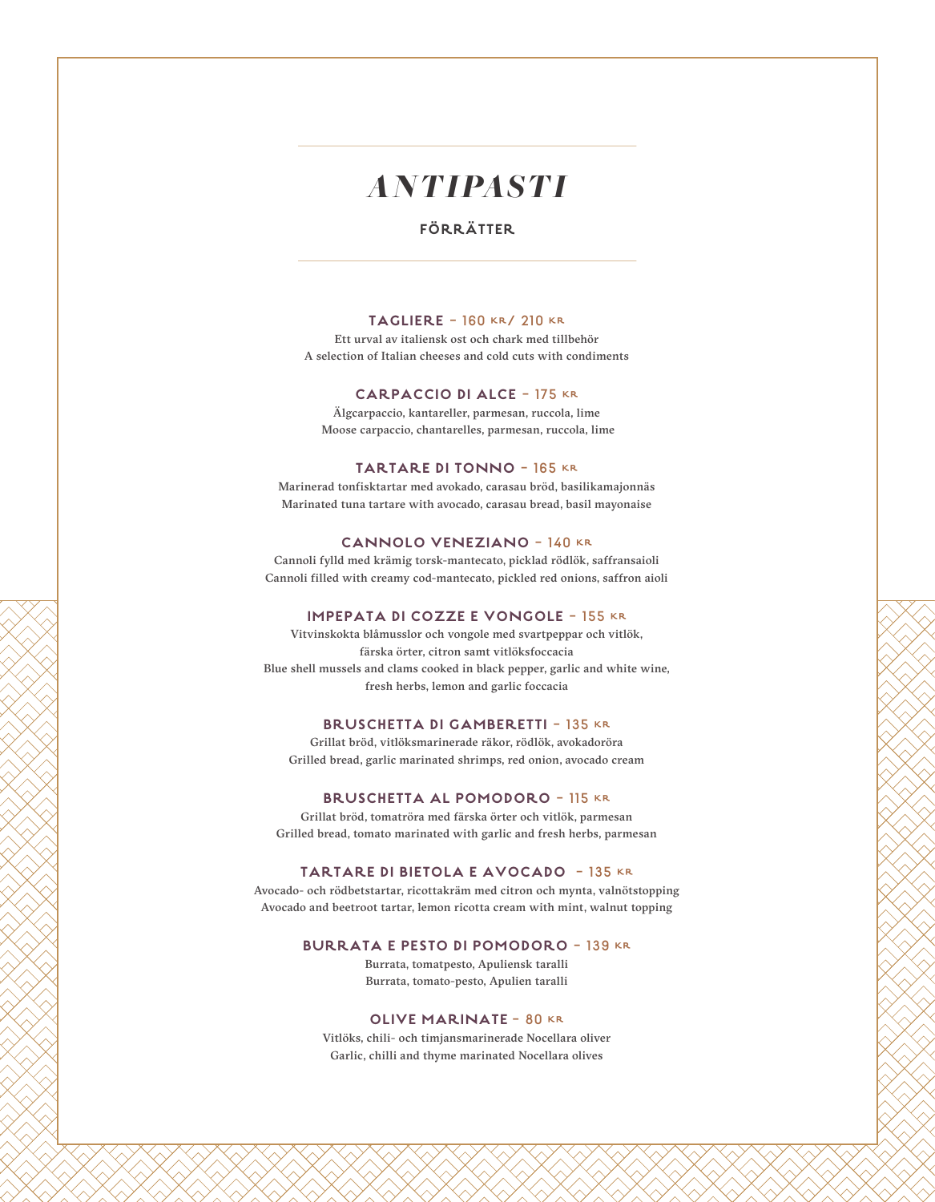# *ANTIPASTI*

## FÖRRÄTTER

### TAGLIERE – 160 KR/ 210 KR

Ett urval av italiensk ost och chark med tillbehör
A selection of Italian cheeses and cold cuts with condiments

### CARPACCIO DI ALCE – 175 KR

Älgcarpaccio, kantareller, parmesan, ruccola, lime
Moose carpaccio, chantarelles, parmesan, ruccola, lime

### TARTARE DI TONNO – 165 KR

Marinerad tonfisktartar med avokado, carasau bröd, basilikamajonnäs
Marinated tuna tartare with avocado, carasau bread, basil mayonaise

### CANNOLO VENEZIANO – 140 KR

Cannoli fylld med krämig torsk-mantecato, picklad rödlök, saffransaioli
Cannoli filled with creamy cod-mantecato, pickled red onions, saffron aioli

### IMPEPATA DI COZZE E VONGOLE – 155 KR

Vitvinskokta blåmusslor och vongole med svartpeppar och vitlök, färska örter, citron samt vitlöksfoccacia
Blue shell mussels and clams cooked in black pepper, garlic and white wine, fresh herbs, lemon and garlic foccacia

### BRUSCHETTA DI GAMBERETTI – 135 KR

Grillat bröd, vitlöksmarinerade räkor, rödlök, avokadoröra
Grilled bread, garlic marinated shrimps, red onion, avocado cream

### BRUSCHETTA AL POMODORO – 115 KR

Grillat bröd, tomatröra med färska örter och vitlök, parmesan
Grilled bread, tomato marinated with garlic and fresh herbs, parmesan

### TARTARE DI BIETOLA E AVOCADO – 135 KR

Avocado- och rödbetstartar, ricottakräm med citron och mynta, valnötstopping
Avocado and beetroot tartar, lemon ricotta cream with mint, walnut topping

### BURRATA E PESTO DI POMODORO – 139 KR

Burrata, tomatpesto, Apuliensk taralli
Burrata, tomato-pesto, Apulien taralli

### OLIVE MARINATE – 80 KR

Vitlöks, chili- och timjansmarinerade Nocellara oliver
Garlic, chilli and thyme marinated Nocellara olives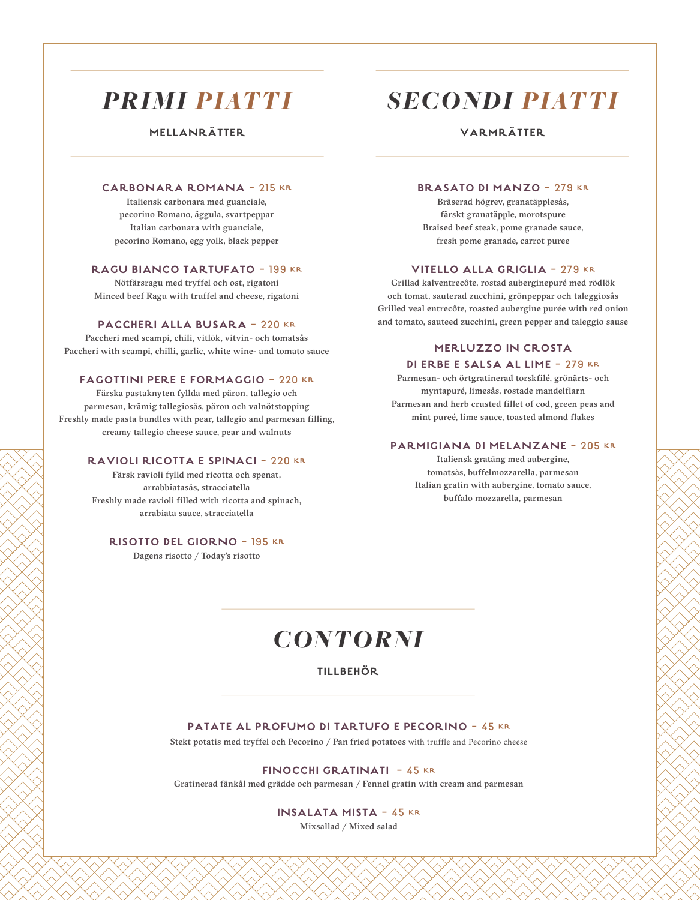# PRIMI PIATTI

## MELLANRÄTTER

### CARBONARA ROMANA – 215 KR

Italiensk carbonara med guanciale,
pecorino Romano, äggula, svartpeppar
Italian carbonara with guanciale,
pecorino Romano, egg yolk, black pepper

### RAGU BIANCO TARTUFATO – 199 KR

Nötfärsragu med tryffel och ost, rigatoni
Minced beef Ragu with truffel and cheese, rigatoni

### PACCHERI ALLA BUSARA – 220 KR

Paccheri med scampi, chili, vitlök, vitvin- och tomatsås
Paccheri with scampi, chilli, garlic, white wine- and tomato sauce

### FAGOTTINI PERE E FORMAGGIO – 220 KR

Färska pastaknyten fyllda med päron, tallegio och
parmesan, krämig tallegiosås, päron och valnötstopping
Freshly made pasta bundles with pear, tallegio and parmesan filling,
creamy tallegio cheese sauce, pear and walnuts

### RAVIOLI RICOTTA E SPINACI – 220 KR

Färsk ravioli fylld med ricotta och spenat,
arrabbiatasås, stracciatella
Freshly made ravioli filled with ricotta and spinach,
arrabiata sauce, stracciatella

### RISOTTO DEL GIORNO – 195 KR

Dagens risotto / Today's risotto

# SECONDI PIATTI

## VARMRÄTTER

### BRASATO DI MANZO – 279 KR

Bräserad högrev, granatäpplesås,
färskt granatäpple, morotspure
Braised beef steak, pome granade sauce,
fresh pome granade, carrot puree

### VITELLO ALLA GRIGLIA – 279 KR

Grillad kalventrecôte, rostad auberginepuré med rödlök
och tomat, sauterad zucchini, grönpeppar och taleggiosås
Grilled veal entrecôte, roasted aubergine purée with red onion
and tomato, sauteed zucchini, green pepper and taleggio sause

### MERLUZZO IN CROSTA DI ERBE E SALSA AL LIME – 279 KR

Parmesan- och örtgratinerad torskfilé, grönärts- och
myntapuré, limesås, rostade mandelflarn
Parmesan and herb crusted fillet of cod, green peas and
mint pureé, lime sauce, toasted almond flakes

### PARMIGIANA DI MELANZANE – 205 KR

Italiensk gratäng med aubergine,
tomatsås, buffelmozzarella, parmesan
Italian gratin with aubergine, tomato sauce,
buffalo mozzarella, parmesan

# CONTORNI

## TILLBEHÖR

### PATATE AL PROFUMO DI TARTUFO E PECORINO – 45 KR

Stekt potatis med tryffel och Pecorino / Pan fried potatoes with truffle and Pecorino cheese

### FINOCCHI GRATINATI – 45 KR

Gratinerad fänkål med grädde och parmesan / Fennel gratin with cream and parmesan

### INSALATA MISTA – 45 KR

Mixsallad / Mixed salad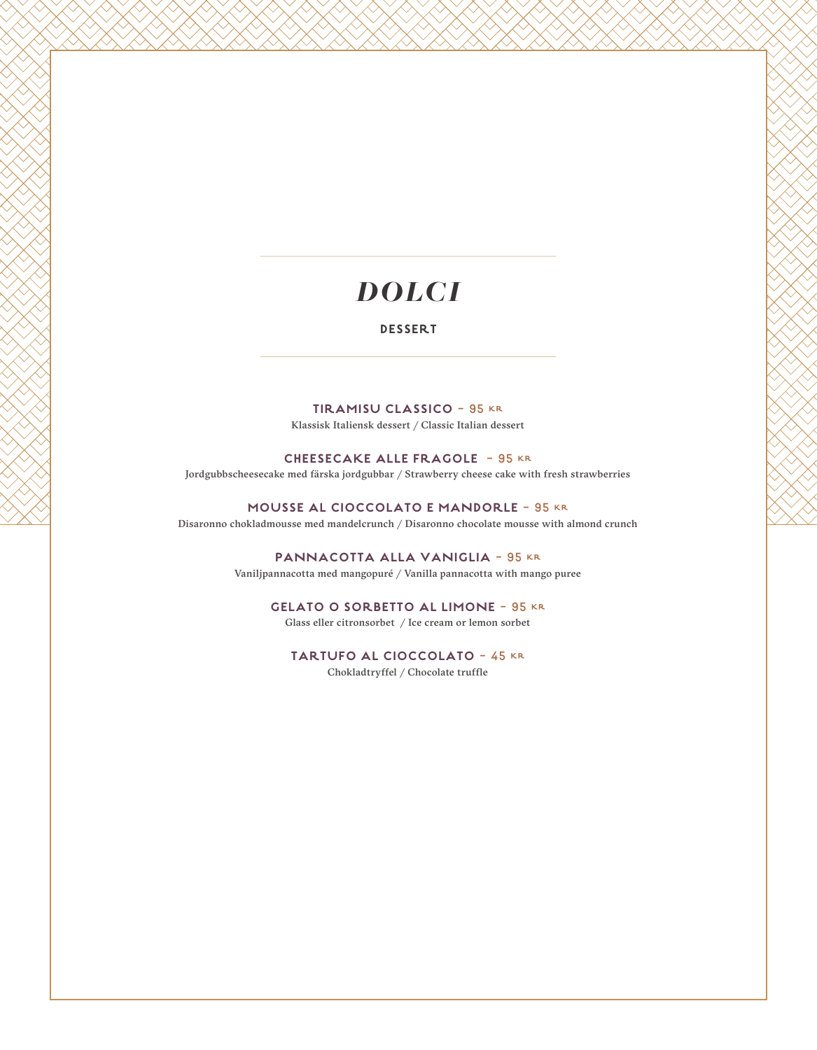# *DOLCI*

**DESSERT**

**TIRAMISU CLASSICO** – 95 KR
Klassisk Italiensk dessert / Classic Italian dessert

**CHEESECAKE ALLE FRAGOLE** – 95 KR
Jordgubbscheesecake med färska jordgubbar / Strawberry cheese cake with fresh strawberries

**MOUSSE AL CIOCCOLATO E MANDORLE** – 95 KR
Disaronno chokladmousse med mandelcrunch / Disaronno chocolate mousse with almond crunch

**PANNACOTTA ALLA VANIGLIA** – 95 KR
Vaniljpannacotta med mangopuré / Vanilla pannacotta with mango puree

**GELATO O SORBETTO AL LIMONE** – 95 KR
Glass eller citronsorbet / Ice cream or lemon sorbet

**TARTUFO AL CIOCCOLATO** – 45 KR
Chokladtryffel / Chocolate truffle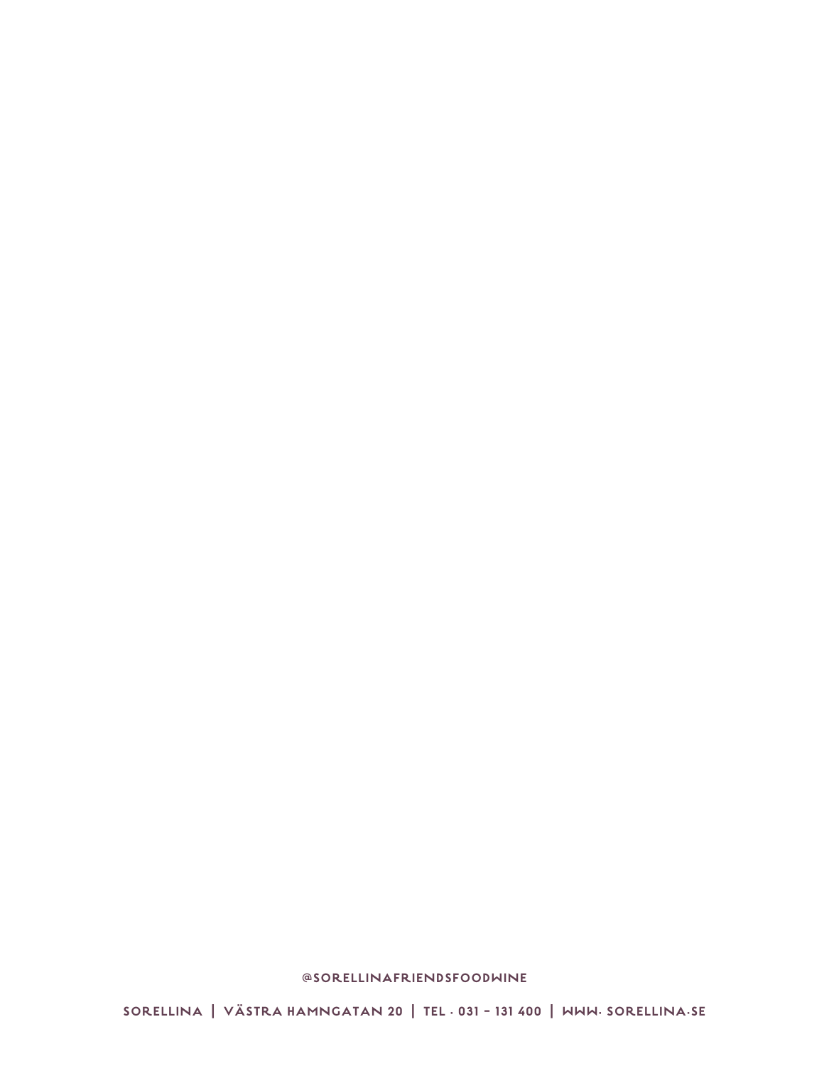@SORELLINAFRIENDSFOODWINE

SORELLINA | VÄSTRA HAMNGATAN 20 | TEL . 031 – 131 400 | WWW. SORELLINA.SE